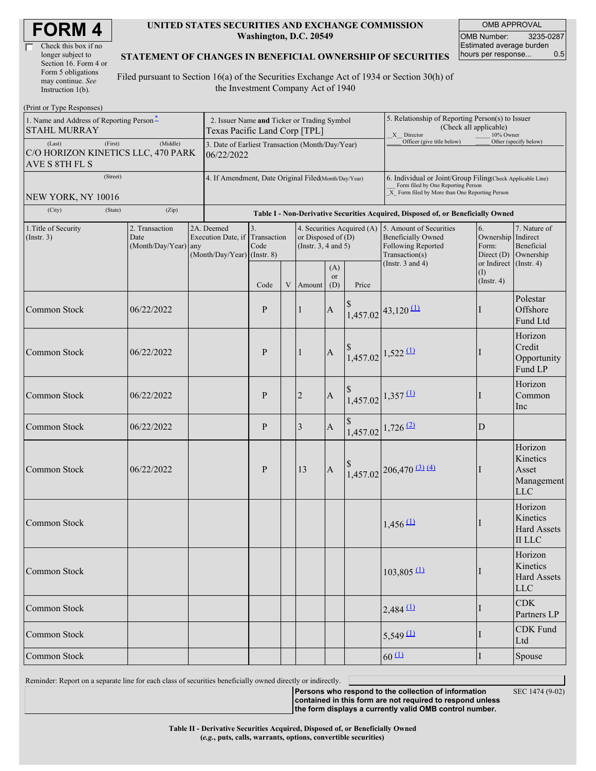# FORM 4

☐ Check this box if no longer subject to Section 16. Form 4 or Form 5 obligations may continue. *See* Instruction 1(b).

**UNITED STATES SECURITIES AND EXCHANGE COMMISSION**
**Washington, D.C. 20549**

**STATEMENT OF CHANGES IN BENEFICIAL OWNERSHIP OF SECURITIES**

Filed pursuant to Section 16(a) of the Securities Exchange Act of 1934 or Section 30(h) of the Investment Company Act of 1940

| OMB APPROVAL | |
|---|---|
| OMB Number: | 3235-0287 |
| Estimated average burden hours per response... | 0.5 |

(Print or Type Responses)

| | | |
|---|---|---|
| 1. Name and Address of Reporting Person*<br>STAHL MURRAY<br>(Last) (First) (Middle)<br>C/O HORIZON KINETICS LLC, 470 PARK AVE S 8TH FL S<br>(Street)<br>NEW YORK, NY 10016<br>(City) (State) (Zip) | 2. Issuer Name **and** Ticker or Trading Symbol<br>Texas Pacific Land Corp [TPL]<br><br>3. Date of Earliest Transaction (Month/Day/Year)<br>06/22/2022<br><br>4. If Amendment, Date Original Filed(Month/Day/Year) | 5. Relationship of Reporting Person(s) to Issuer (Check all applicable)<br>_X_ Director ___ 10% Owner<br>___ Officer (give title below) ___ Other (specify below)<br><br>6. Individual or Joint/Group Filing(Check Applicable Line)<br>___ Form filed by One Reporting Person<br>_X_ Form filed by More than One Reporting Person |

**Table I - Non-Derivative Securities Acquired, Disposed of, or Beneficially Owned**

| 1.Title of Security (Instr. 3) | 2. Transaction Date (Month/Day/Year) | 2A. Deemed Execution Date, if any (Month/Day/Year) | 3. Transaction Code (Instr. 8) | | 4. Securities Acquired (A) or Disposed of (D) (Instr. 3, 4 and 5) | | | 5. Amount of Securities Beneficially Owned Following Reported Transaction(s) (Instr. 3 and 4) | 6. Ownership Form: Direct (D) or Indirect (I) (Instr. 4) | 7. Nature of Indirect Beneficial Ownership (Instr. 4) |
|---|---|---|---|---|---|---|---|---|---|---|
| | | | Code | V | Amount | (A) or (D) | Price | | | |
| Common Stock | 06/22/2022 | | P | | 1 | A | $ 1,457.02 | 43,120 (1) | I | Polestar Offshore Fund Ltd |
| Common Stock | 06/22/2022 | | P | | 1 | A | $ 1,457.02 | 1,522 (1) | I | Horizon Credit Opportunity Fund LP |
| Common Stock | 06/22/2022 | | P | | 2 | A | $ 1,457.02 | 1,357 (1) | I | Horizon Common Inc |
| Common Stock | 06/22/2022 | | P | | 3 | A | $ 1,457.02 | 1,726 (2) | D | |
| Common Stock | 06/22/2022 | | P | | 13 | A | $ 1,457.02 | 206,470 (3) (4) | I | Horizon Kinetics Asset Management LLC |
| Common Stock | | | | | | | | 1,456 (1) | I | Horizon Kinetics Hard Assets II LLC |
| Common Stock | | | | | | | | 103,805 (1) | I | Horizon Kinetics Hard Assets LLC |
| Common Stock | | | | | | | | 2,484 (1) | I | CDK Partners LP |
| Common Stock | | | | | | | | 5,549 (1) | I | CDK Fund Ltd |
| Common Stock | | | | | | | | 60 (1) | I | Spouse |

Reminder: Report on a separate line for each class of securities beneficially owned directly or indirectly.

**Persons who respond to the collection of information contained in this form are not required to respond unless the form displays a currently valid OMB control number.**

SEC 1474 (9-02)

**Table II - Derivative Securities Acquired, Disposed of, or Beneficially Owned**
**(*e.g.*, puts, calls, warrants, options, convertible securities)**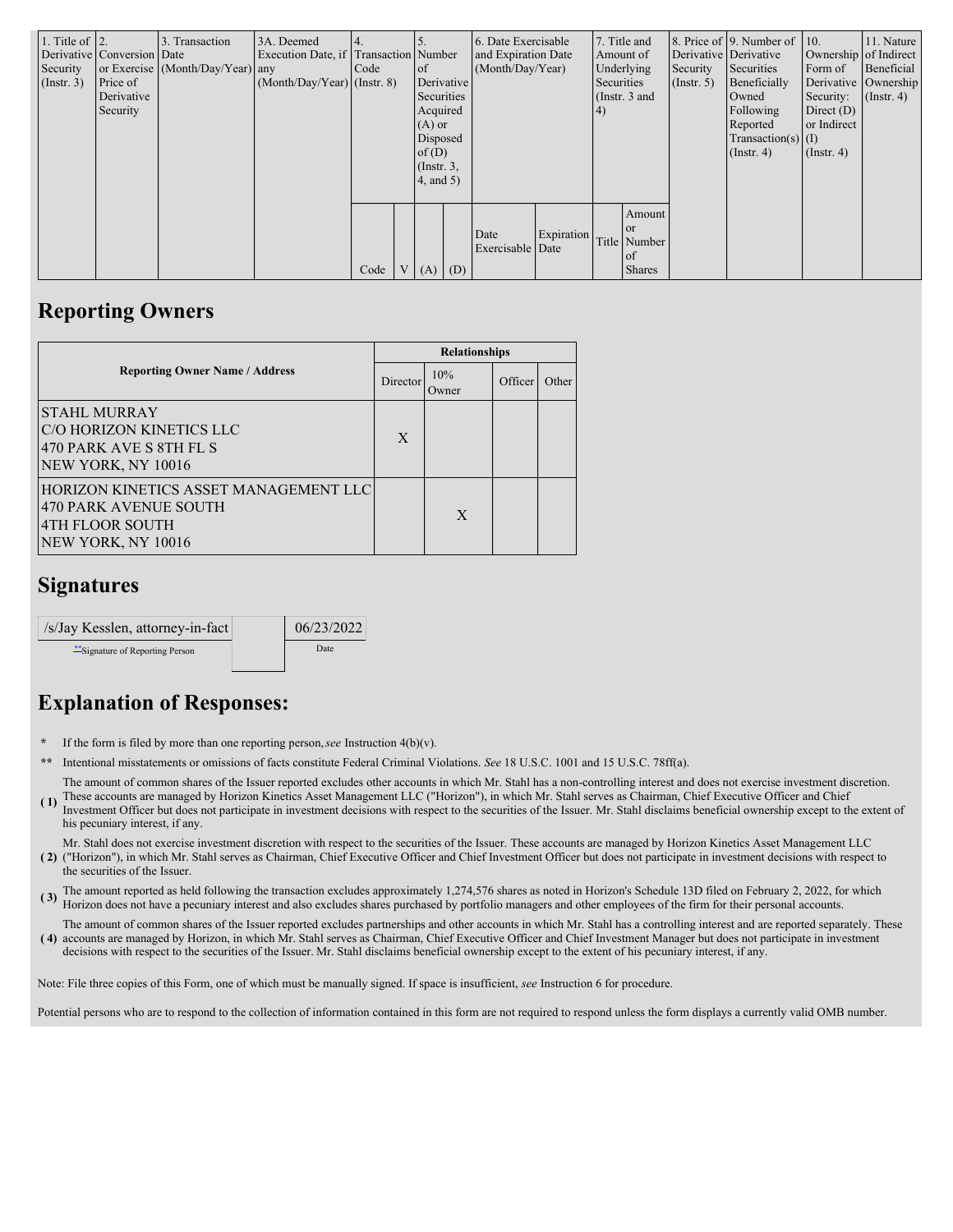| 1. Title of Derivative Security (Instr. 3) | 2. Conversion or Exercise Price of Derivative Security | 3. Transaction Date (Month/Day/Year) | 3A. Deemed Execution Date, if any (Month/Day/Year) | 4. Transaction Code (Instr. 8) | | 5. Number of Derivative Securities Acquired (A) or Disposed of (D) (Instr. 3, 4, and 5) | | 6. Date Exercisable and Expiration Date (Month/Day/Year) | | 7. Title and Amount of Underlying Securities (Instr. 3 and 4) | | 8. Price of Derivative Security (Instr. 5) | 9. Number of Derivative Securities Beneficially Owned Following Reported Transaction(s) (Instr. 4) | 10. Ownership Form of Derivative Security: Direct (D) or Indirect (I) (Instr. 4) | 11. Nature of Indirect Beneficial Ownership (Instr. 4) |
|---|---|---|---|---|---|---|---|---|---|---|---|---|---|---|---|
| | | | | Code | V | (A) | (D) | Date Exercisable | Expiration Date | Title | Amount or Number of Shares | | | | |

## Reporting Owners

| Reporting Owner Name / Address | Relationships | | | |
|---|---|---|---|---|
| | Director | 10% Owner | Officer | Other |
| STAHL MURRAY<br>C/O HORIZON KINETICS LLC<br>470 PARK AVE S 8TH FL S<br>NEW YORK, NY 10016 | X | | | |
| HORIZON KINETICS ASSET MANAGEMENT LLC<br>470 PARK AVENUE SOUTH<br>4TH FLOOR SOUTH<br>NEW YORK, NY 10016 | | X | | |

## Signatures

| /s/Jay Kesslen, attorney-in-fact | | 06/23/2022 |
|---|---|---|
| **Signature of Reporting Person | | Date |

## Explanation of Responses:

\* If the form is filed by more than one reporting person, *see* Instruction 4(b)(v).

** Intentional misstatements or omissions of facts constitute Federal Criminal Violations. *See* 18 U.S.C. 1001 and 15 U.S.C. 78ff(a).

(1) The amount of common shares of the Issuer reported excludes other accounts in which Mr. Stahl has a non-controlling interest and does not exercise investment discretion. These accounts are managed by Horizon Kinetics Asset Management LLC ("Horizon"), in which Mr. Stahl serves as Chairman, Chief Executive Officer and Chief Investment Officer but does not participate in investment decisions with respect to the securities of the Issuer. Mr. Stahl disclaims beneficial ownership except to the extent of his pecuniary interest, if any.

(2) Mr. Stahl does not exercise investment discretion with respect to the securities of the Issuer. These accounts are managed by Horizon Kinetics Asset Management LLC ("Horizon"), in which Mr. Stahl serves as Chairman, Chief Executive Officer and Chief Investment Officer but does not participate in investment decisions with respect to the securities of the Issuer.

(3) The amount reported as held following the transaction excludes approximately 1,274,576 shares as noted in Horizon's Schedule 13D filed on February 2, 2022, for which Horizon does not have a pecuniary interest and also excludes shares purchased by portfolio managers and other employees of the firm for their personal accounts.

(4) The amount of common shares of the Issuer reported excludes partnerships and other accounts in which Mr. Stahl has a controlling interest and are reported separately. These accounts are managed by Horizon, in which Mr. Stahl serves as Chairman, Chief Executive Officer and Chief Investment Manager but does not participate in investment decisions with respect to the securities of the Issuer. Mr. Stahl disclaims beneficial ownership except to the extent of his pecuniary interest, if any.

Note: File three copies of this Form, one of which must be manually signed. If space is insufficient, *see* Instruction 6 for procedure.

Potential persons who are to respond to the collection of information contained in this form are not required to respond unless the form displays a currently valid OMB number.